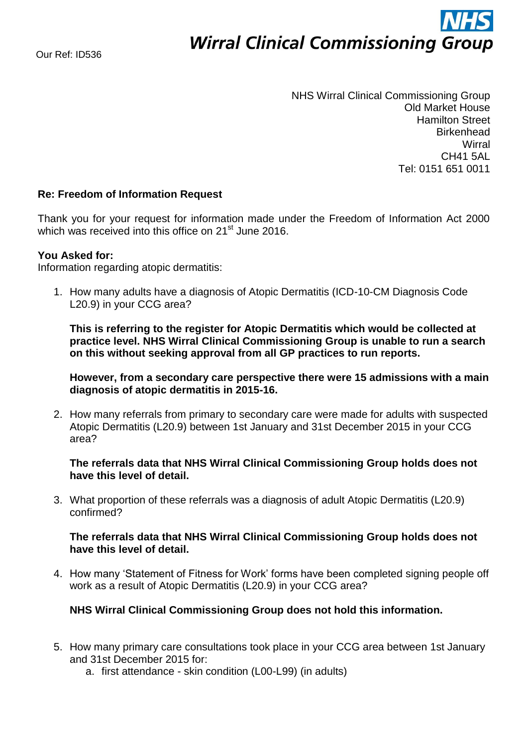**NHS**
**Wirral Clinical Commissioning Group**

Our Ref: ID536

NHS Wirral Clinical Commissioning Group
Old Market House
Hamilton Street
Birkenhead
Wirral
CH41 5AL
Tel: 0151 651 0011

**Re: Freedom of Information Request**

Thank you for your request for information made under the Freedom of Information Act 2000 which was received into this office on 21st June 2016.

**You Asked for:**
Information regarding atopic dermatitis:

1. How many adults have a diagnosis of Atopic Dermatitis (ICD-10-CM Diagnosis Code L20.9) in your CCG area?

   **This is referring to the register for Atopic Dermatitis which would be collected at practice level. NHS Wirral Clinical Commissioning Group is unable to run a search on this without seeking approval from all GP practices to run reports.**

   **However, from a secondary care perspective there were 15 admissions with a main diagnosis of atopic dermatitis in 2015-16.**

2. How many referrals from primary to secondary care were made for adults with suspected Atopic Dermatitis (L20.9) between 1st January and 31st December 2015 in your CCG area?

   **The referrals data that NHS Wirral Clinical Commissioning Group holds does not have this level of detail.**

3. What proportion of these referrals was a diagnosis of adult Atopic Dermatitis (L20.9) confirmed?

   **The referrals data that NHS Wirral Clinical Commissioning Group holds does not have this level of detail.**

4. How many 'Statement of Fitness for Work' forms have been completed signing people off work as a result of Atopic Dermatitis (L20.9) in your CCG area?

   **NHS Wirral Clinical Commissioning Group does not hold this information.**

5. How many primary care consultations took place in your CCG area between 1st January and 31st December 2015 for:
   a. first attendance - skin condition (L00-L99) (in adults)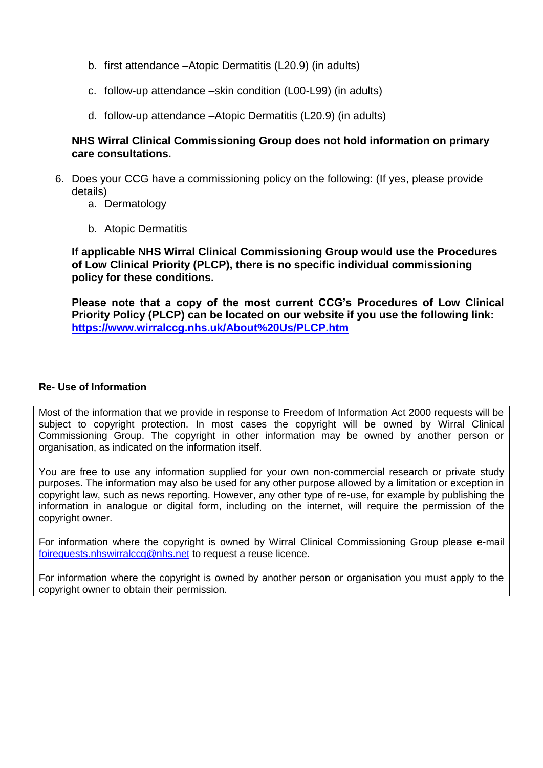b. first attendance –Atopic Dermatitis (L20.9) (in adults)

c. follow-up attendance –skin condition (L00-L99) (in adults)

d. follow-up attendance –Atopic Dermatitis (L20.9) (in adults)

**NHS Wirral Clinical Commissioning Group does not hold information on primary care consultations.**

6. Does your CCG have a commissioning policy on the following: (If yes, please provide details)
   a. Dermatology

   b. Atopic Dermatitis

**If applicable NHS Wirral Clinical Commissioning Group would use the Procedures of Low Clinical Priority (PLCP), there is no specific individual commissioning policy for these conditions.**

**Please note that a copy of the most current CCG's Procedures of Low Clinical Priority Policy (PLCP) can be located on our website if you use the following link: https://www.wirralccg.nhs.uk/About%20Us/PLCP.htm**

**Re- Use of Information**

Most of the information that we provide in response to Freedom of Information Act 2000 requests will be subject to copyright protection. In most cases the copyright will be owned by Wirral Clinical Commissioning Group. The copyright in other information may be owned by another person or organisation, as indicated on the information itself.

You are free to use any information supplied for your own non-commercial research or private study purposes. The information may also be used for any other purpose allowed by a limitation or exception in copyright law, such as news reporting. However, any other type of re-use, for example by publishing the information in analogue or digital form, including on the internet, will require the permission of the copyright owner.

For information where the copyright is owned by Wirral Clinical Commissioning Group please e-mail foirequests.nhswirralccg@nhs.net to request a reuse licence.

For information where the copyright is owned by another person or organisation you must apply to the copyright owner to obtain their permission.